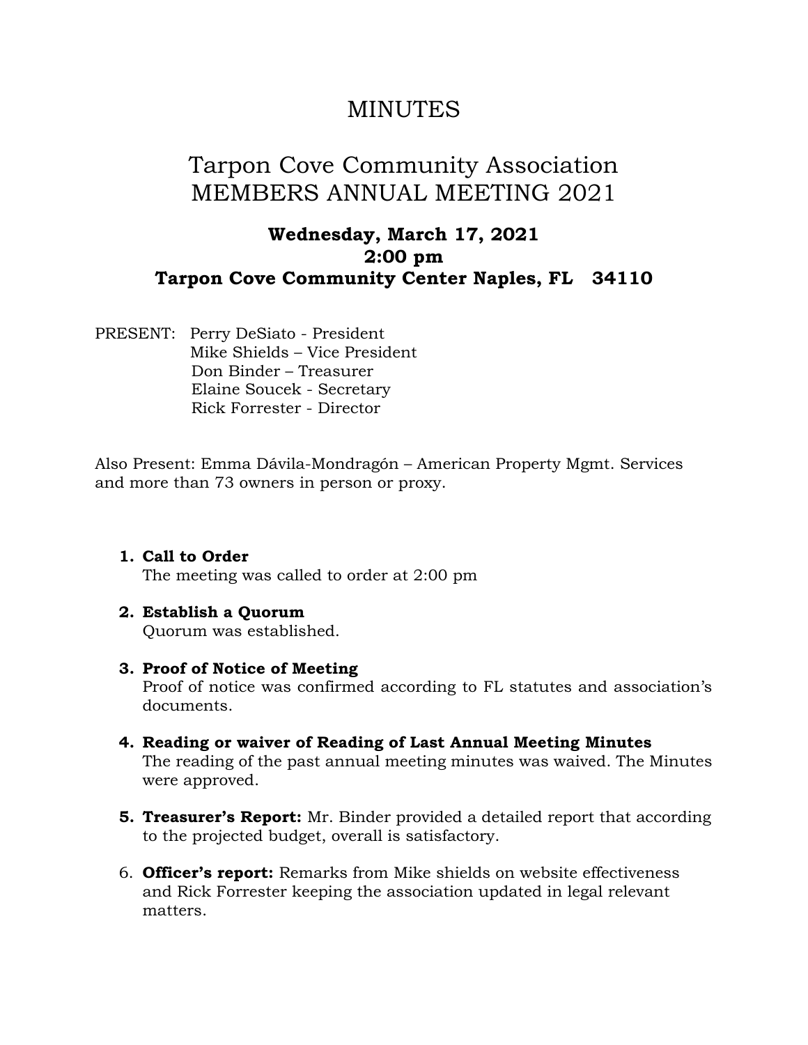# MINUTES

## Tarpon Cove Community Association
## MEMBERS ANNUAL MEETING 2021

### Wednesday, March 17, 2021
### 2:00 pm
### Tarpon Cove Community Center Naples, FL 34110

PRESENT: Perry DeSiato - President
Mike Shields – Vice President
Don Binder – Treasurer
Elaine Soucek - Secretary
Rick Forrester - Director

Also Present: Emma Dávila-Mondragón – American Property Mgmt. Services and more than 73 owners in person or proxy.

1. **Call to Order**
   The meeting was called to order at 2:00 pm

2. **Establish a Quorum**
   Quorum was established.

3. **Proof of Notice of Meeting**
   Proof of notice was confirmed according to FL statutes and association's documents.

4. **Reading or waiver of Reading of Last Annual Meeting Minutes**
   The reading of the past annual meeting minutes was waived. The Minutes were approved.

5. **Treasurer's Report:** Mr. Binder provided a detailed report that according to the projected budget, overall is satisfactory.

6. **Officer's report:** Remarks from Mike shields on website effectiveness and Rick Forrester keeping the association updated in legal relevant matters.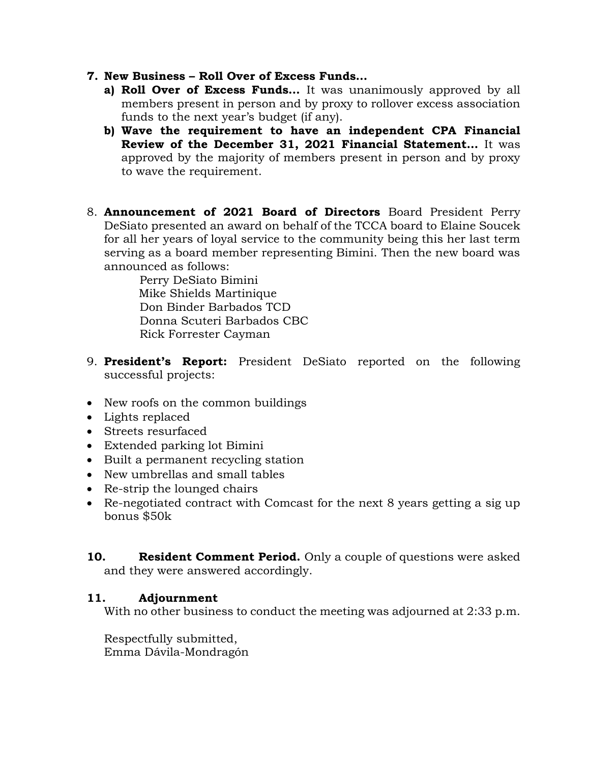7. **New Business – Roll Over of Excess Funds…**
    a) **Roll Over of Excess Funds…** It was unanimously approved by all members present in person and by proxy to rollover excess association funds to the next year's budget (if any).
    b) **Wave the requirement to have an independent CPA Financial Review of the December 31, 2021 Financial Statement…** It was approved by the majority of members present in person and by proxy to wave the requirement.

8. **Announcement of 2021 Board of Directors** Board President Perry DeSiato presented an award on behalf of the TCCA board to Elaine Soucek for all her years of loyal service to the community being this her last term serving as a board member representing Bimini. Then the new board was announced as follows:

    Perry DeSiato Bimini
    Mike Shields Martinique
    Don Binder Barbados TCD
    Donna Scuteri Barbados CBC
    Rick Forrester Cayman

9. **President's Report:** President DeSiato reported on the following successful projects:

- New roofs on the common buildings
- Lights replaced
- Streets resurfaced
- Extended parking lot Bimini
- Built a permanent recycling station
- New umbrellas and small tables
- Re-strip the lounged chairs
- Re-negotiated contract with Comcast for the next 8 years getting a sig up bonus $50k

10. **Resident Comment Period.** Only a couple of questions were asked and they were answered accordingly.

11. **Adjournment**
    With no other business to conduct the meeting was adjourned at 2:33 p.m.

    Respectfully submitted,
    Emma Dávila-Mondragón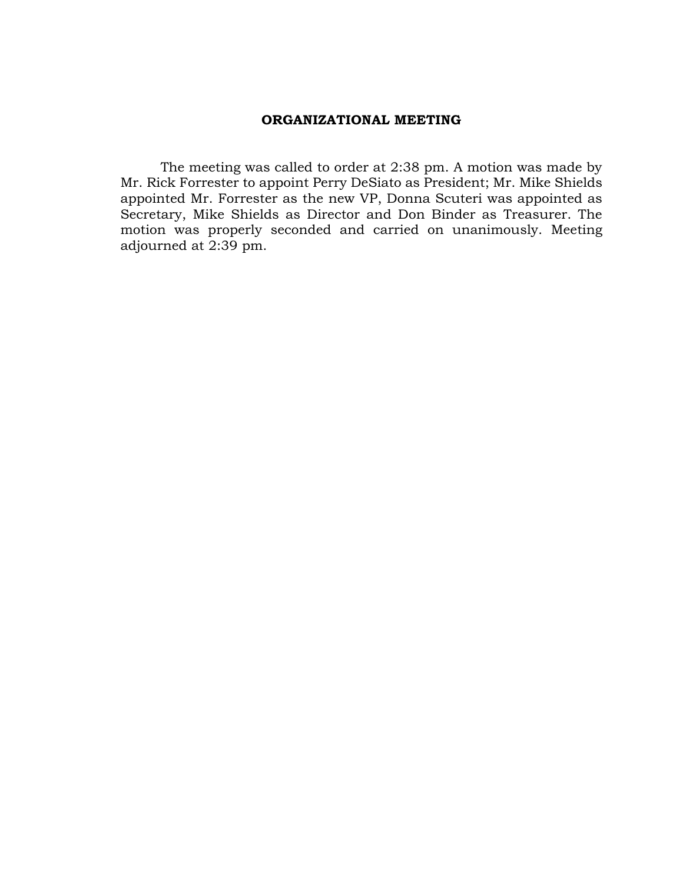**ORGANIZATIONAL MEETING**

The meeting was called to order at 2:38 pm. A motion was made by Mr. Rick Forrester to appoint Perry DeSiato as President; Mr. Mike Shields appointed Mr. Forrester as the new VP, Donna Scuteri was appointed as Secretary, Mike Shields as Director and Don Binder as Treasurer. The motion was properly seconded and carried on unanimously. Meeting adjourned at 2:39 pm.